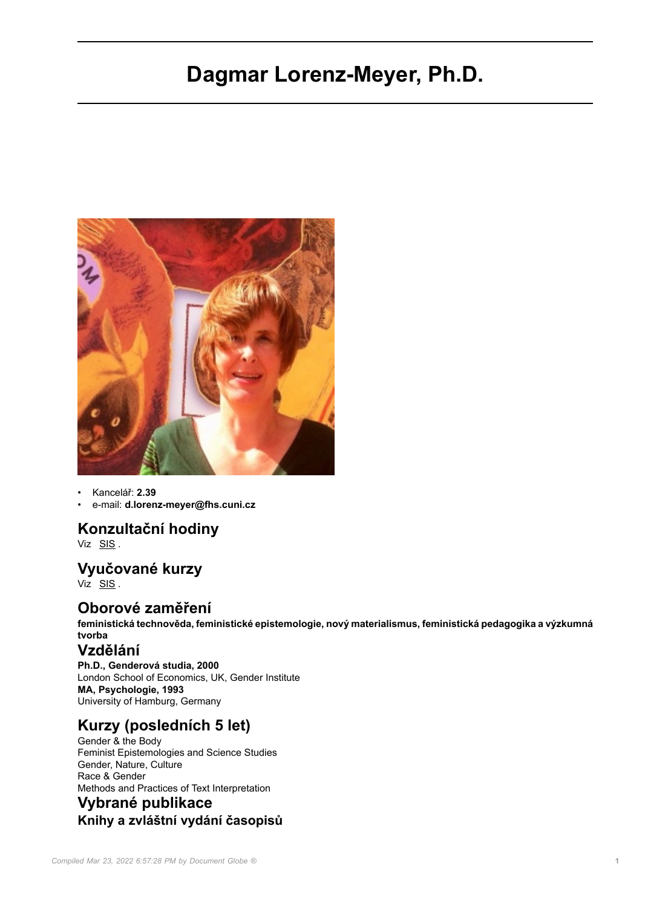# Dagmar Lorenz-Meyer, Ph.D.

- Kancelář: **2.39**
- e-mail: **d.lorenz-meyer@fhs.cuni.cz**

## Konzultační hodiny

Viz SIS .

## Vyučované kurzy

Viz SIS .

## Oborové zaměření

**feministická technověda, feministické epistemologie, nový materialismus, feministická pedagogika a výzkumná tvorba**

## Vzdělání

**Ph.D., Genderová studia, 2000**
London School of Economics, UK, Gender Institute
**MA, Psychologie, 1993**
University of Hamburg, Germany

## Kurzy (posledních 5 let)

Gender & the Body
Feminist Epistemologies and Science Studies
Gender, Nature, Culture
Race & Gender
Methods and Practices of Text Interpretation

## Vybrané publikace

### Knihy a zvláštní vydání časopisů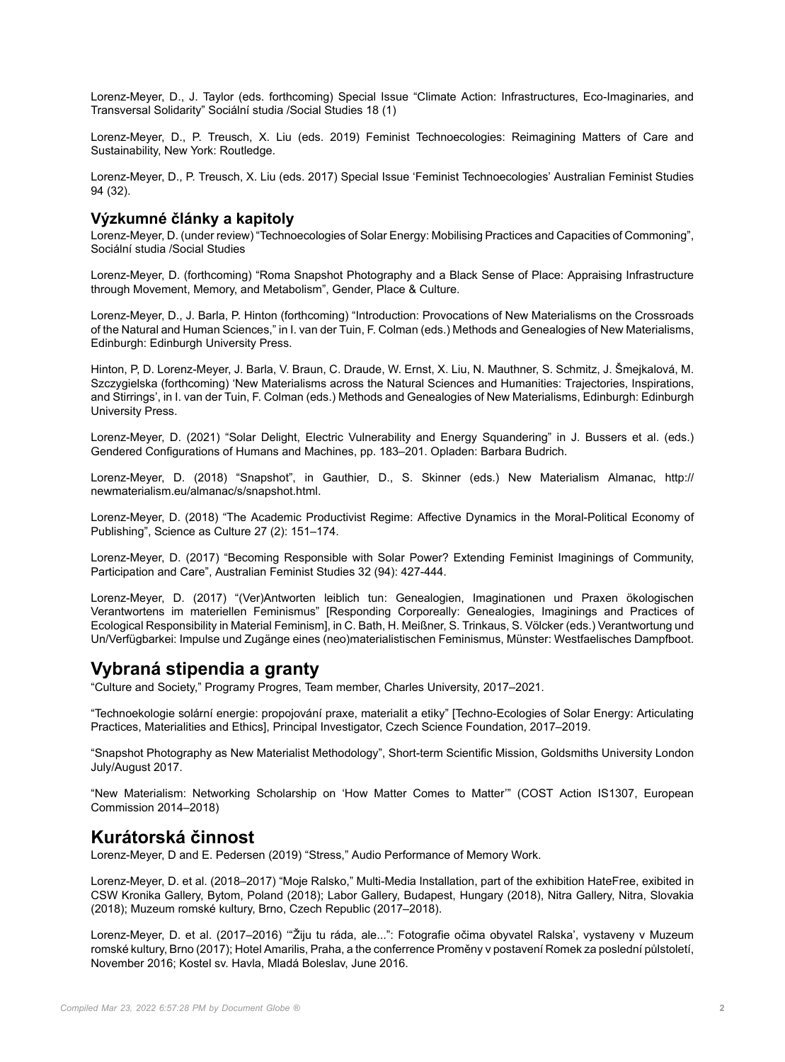Lorenz-Meyer, D., J. Taylor (eds. forthcoming) Special Issue "Climate Action: Infrastructures, Eco-Imaginaries, and Transversal Solidarity" Sociální studia /Social Studies 18 (1)

Lorenz-Meyer, D., P. Treusch, X. Liu (eds. 2019) Feminist Technoecologies: Reimagining Matters of Care and Sustainability, New York: Routledge.

Lorenz-Meyer, D., P. Treusch, X. Liu (eds. 2017) Special Issue 'Feminist Technoecologies' Australian Feminist Studies 94 (32).

### Výzkumné články a kapitoly

Lorenz-Meyer, D. (under review) "Technoecologies of Solar Energy: Mobilising Practices and Capacities of Commoning", Sociální studia /Social Studies

Lorenz-Meyer, D. (forthcoming) "Roma Snapshot Photography and a Black Sense of Place: Appraising Infrastructure through Movement, Memory, and Metabolism", Gender, Place & Culture.

Lorenz-Meyer, D., J. Barla, P. Hinton (forthcoming) "Introduction: Provocations of New Materialisms on the Crossroads of the Natural and Human Sciences," in I. van der Tuin, F. Colman (eds.) Methods and Genealogies of New Materialisms, Edinburgh: Edinburgh University Press.

Hinton, P, D. Lorenz-Meyer, J. Barla, V. Braun, C. Draude, W. Ernst, X. Liu, N. Mauthner, S. Schmitz, J. Šmejkalová, M. Szczygielska (forthcoming) 'New Materialisms across the Natural Sciences and Humanities: Trajectories, Inspirations, and Stirrings', in I. van der Tuin, F. Colman (eds.) Methods and Genealogies of New Materialisms, Edinburgh: Edinburgh University Press.

Lorenz-Meyer, D. (2021) "Solar Delight, Electric Vulnerability and Energy Squandering" in J. Bussers et al. (eds.) Gendered Configurations of Humans and Machines, pp. 183–201. Opladen: Barbara Budrich.

Lorenz-Meyer, D. (2018) "Snapshot", in Gauthier, D., S. Skinner (eds.) New Materialism Almanac, http://newmaterialism.eu/almanac/s/snapshot.html.

Lorenz-Meyer, D. (2018) "The Academic Productivist Regime: Affective Dynamics in the Moral-Political Economy of Publishing", Science as Culture 27 (2): 151–174.

Lorenz-Meyer, D. (2017) "Becoming Responsible with Solar Power? Extending Feminist Imaginings of Community, Participation and Care", Australian Feminist Studies 32 (94): 427-444.

Lorenz-Meyer, D. (2017) "(Ver)Antworten leiblich tun: Genealogien, Imaginationen und Praxen ökologischen Verantwortens im materiellen Feminismus" [Responding Corporeally: Genealogies, Imaginings and Practices of Ecological Responsibility in Material Feminism], in C. Bath, H. Meißner, S. Trinkaus, S. Völcker (eds.) Verantwortung und Un/Verfügbarkei: Impulse und Zugänge eines (neo)materialistischen Feminismus, Münster: Westfaelisches Dampfboot.

## Vybraná stipendia a granty

"Culture and Society," Programy Progres, Team member, Charles University, 2017–2021.

"Technoekologie solární energie: propojování praxe, materialit a etiky" [Techno-Ecologies of Solar Energy: Articulating Practices, Materialities and Ethics], Principal Investigator, Czech Science Foundation, 2017–2019.

"Snapshot Photography as New Materialist Methodology", Short-term Scientific Mission, Goldsmiths University London July/August 2017.

"New Materialism: Networking Scholarship on 'How Matter Comes to Matter'" (COST Action IS1307, European Commission 2014–2018)

## Kurátorská činnost

Lorenz-Meyer, D and E. Pedersen (2019) "Stress," Audio Performance of Memory Work.

Lorenz-Meyer, D. et al. (2018–2017) "Moje Ralsko," Multi-Media Installation, part of the exhibition HateFree, exibited in CSW Kronika Gallery, Bytom, Poland (2018); Labor Gallery, Budapest, Hungary (2018), Nitra Gallery, Nitra, Slovakia (2018); Muzeum romské kultury, Brno, Czech Republic (2017–2018).

Lorenz-Meyer, D. et al. (2017–2016) '"Žiju tu ráda, ale...": Fotografie očima obyvatel Ralska', vystaveny v Muzeum romské kultury, Brno (2017); Hotel Amarilis, Praha, a the conferrence Proměny v postavení Romek za poslední půlstoletí, November 2016; Kostel sv. Havla, Mladá Boleslav, June 2016.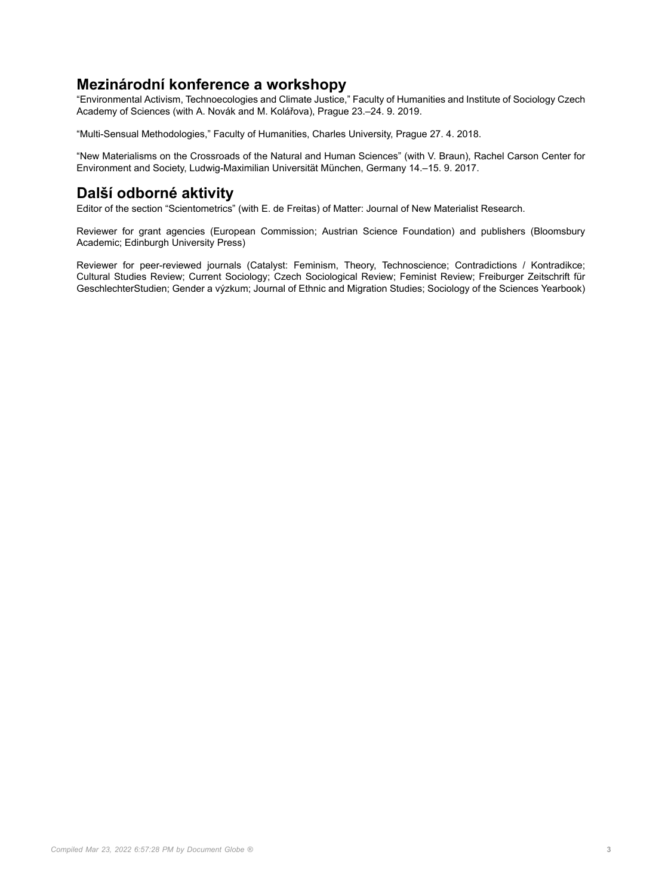## Mezinárodní konference a workshopy

“Environmental Activism, Technoecologies and Climate Justice,” Faculty of Humanities and Institute of Sociology Czech Academy of Sciences (with A. Novák and M. Kolářova), Prague 23.–24. 9. 2019.

“Multi-Sensual Methodologies,” Faculty of Humanities, Charles University, Prague 27. 4. 2018.

“New Materialisms on the Crossroads of the Natural and Human Sciences” (with V. Braun), Rachel Carson Center for Environment and Society, Ludwig-Maximilian Universität München, Germany 14.–15. 9. 2017.

## Další odborné aktivity

Editor of the section “Scientometrics” (with E. de Freitas) of Matter: Journal of New Materialist Research.

Reviewer for grant agencies (European Commission; Austrian Science Foundation) and publishers (Bloomsbury Academic; Edinburgh University Press)

Reviewer for peer-reviewed journals (Catalyst: Feminism, Theory, Technoscience; Contradictions / Kontradikce; Cultural Studies Review; Current Sociology; Czech Sociological Review; Feminist Review; Freiburger Zeitschrift für GeschlechterStudien; Gender a výzkum; Journal of Ethnic and Migration Studies; Sociology of the Sciences Yearbook)